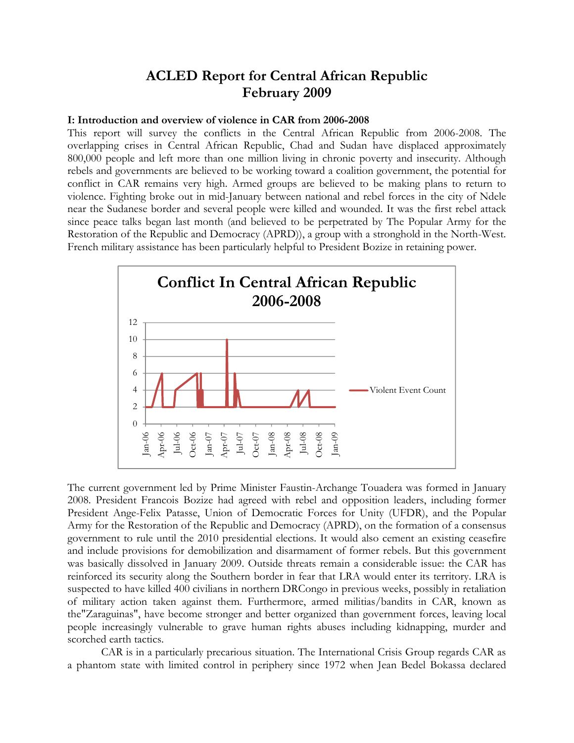# ACLED Report for Central African Republic
# February 2009

## I: Introduction and overview of violence in CAR from 2006-2008

This report will survey the conflicts in the Central African Republic from 2006-2008. The overlapping crises in Central African Republic, Chad and Sudan have displaced approximately 800,000 people and left more than one million living in chronic poverty and insecurity. Although rebels and governments are believed to be working toward a coalition government, the potential for conflict in CAR remains very high. Armed groups are believed to be making plans to return to violence. Fighting broke out in mid-January between national and rebel forces in the city of Ndele near the Sudanese border and several people were killed and wounded. It was the first rebel attack since peace talks began last month (and believed to be perpetrated by The Popular Army for the Restoration of the Republic and Democracy (APRD)), a group with a stronghold in the North-West. French military assistance has been particularly helpful to President Bozize in retaining power.

**Conflict In Central African Republic 2006-2008**

[Line chart: Violent Event Count, y-axis 0–12, x-axis Jan-06 to Jan-09 (Jan-06, Apr-06, Jul-06, Oct-06, Jan-07, Apr-07, Jul-07, Oct-07, Jan-08, Apr-08, Jul-08, Oct-08, Jan-09)]

The current government led by Prime Minister Faustin-Archange Touadera was formed in January 2008. President Francois Bozize had agreed with rebel and opposition leaders, including former President Ange-Felix Patasse, Union of Democratic Forces for Unity (UFDR), and the Popular Army for the Restoration of the Republic and Democracy (APRD), on the formation of a consensus government to rule until the 2010 presidential elections. It would also cement an existing ceasefire and include provisions for demobilization and disarmament of former rebels. But this government was basically dissolved in January 2009. Outside threats remain a considerable issue: the CAR has reinforced its security along the Southern border in fear that LRA would enter its territory. LRA is suspected to have killed 400 civilians in northern DRCongo in previous weeks, possibly in retaliation of military action taken against them. Furthermore, armed militias/bandits in CAR, known as the"Zaraguinas", have become stronger and better organized than government forces, leaving local people increasingly vulnerable to grave human rights abuses including kidnapping, murder and scorched earth tactics.

CAR is in a particularly precarious situation. The International Crisis Group regards CAR as a phantom state with limited control in periphery since 1972 when Jean Bedel Bokassa declared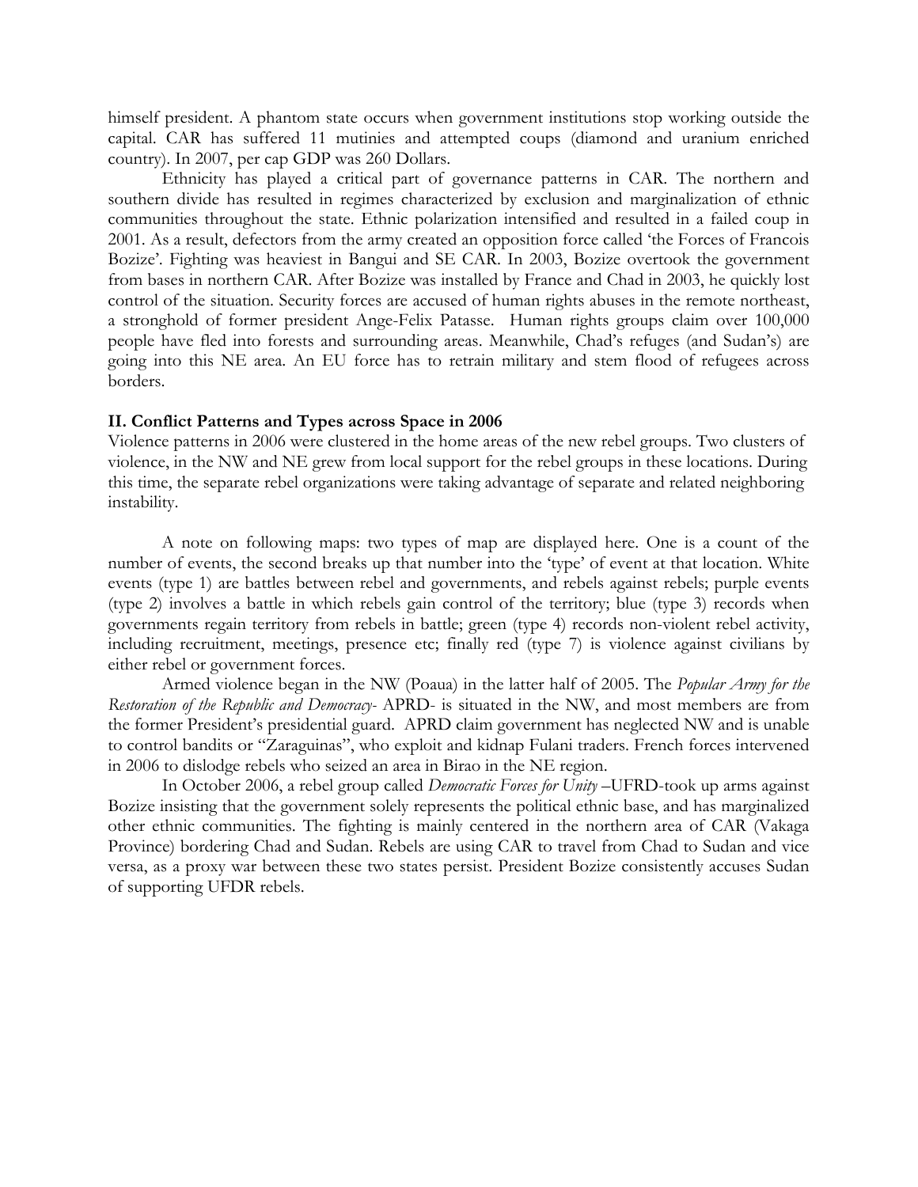himself president. A phantom state occurs when government institutions stop working outside the capital. CAR has suffered 11 mutinies and attempted coups (diamond and uranium enriched country). In 2007, per cap GDP was 260 Dollars.

Ethnicity has played a critical part of governance patterns in CAR. The northern and southern divide has resulted in regimes characterized by exclusion and marginalization of ethnic communities throughout the state. Ethnic polarization intensified and resulted in a failed coup in 2001. As a result, defectors from the army created an opposition force called 'the Forces of Francois Bozize'. Fighting was heaviest in Bangui and SE CAR. In 2003, Bozize overtook the government from bases in northern CAR. After Bozize was installed by France and Chad in 2003, he quickly lost control of the situation. Security forces are accused of human rights abuses in the remote northeast, a stronghold of former president Ange-Felix Patasse. Human rights groups claim over 100,000 people have fled into forests and surrounding areas. Meanwhile, Chad's refuges (and Sudan's) are going into this NE area. An EU force has to retrain military and stem flood of refugees across borders.

**II. Conflict Patterns and Types across Space in 2006**

Violence patterns in 2006 were clustered in the home areas of the new rebel groups. Two clusters of violence, in the NW and NE grew from local support for the rebel groups in these locations. During this time, the separate rebel organizations were taking advantage of separate and related neighboring instability.

A note on following maps: two types of map are displayed here. One is a count of the number of events, the second breaks up that number into the 'type' of event at that location. White events (type 1) are battles between rebel and governments, and rebels against rebels; purple events (type 2) involves a battle in which rebels gain control of the territory; blue (type 3) records when governments regain territory from rebels in battle; green (type 4) records non-violent rebel activity, including recruitment, meetings, presence etc; finally red (type 7) is violence against civilians by either rebel or government forces.

Armed violence began in the NW (Poaua) in the latter half of 2005. The *Popular Army for the Restoration of the Republic and Democracy*- APRD- is situated in the NW, and most members are from the former President's presidential guard. APRD claim government has neglected NW and is unable to control bandits or "Zaraguinas", who exploit and kidnap Fulani traders. French forces intervened in 2006 to dislodge rebels who seized an area in Birao in the NE region.

In October 2006, a rebel group called *Democratic Forces for Unity* –UFRD-took up arms against Bozize insisting that the government solely represents the political ethnic base, and has marginalized other ethnic communities. The fighting is mainly centered in the northern area of CAR (Vakaga Province) bordering Chad and Sudan. Rebels are using CAR to travel from Chad to Sudan and vice versa, as a proxy war between these two states persist. President Bozize consistently accuses Sudan of supporting UFDR rebels.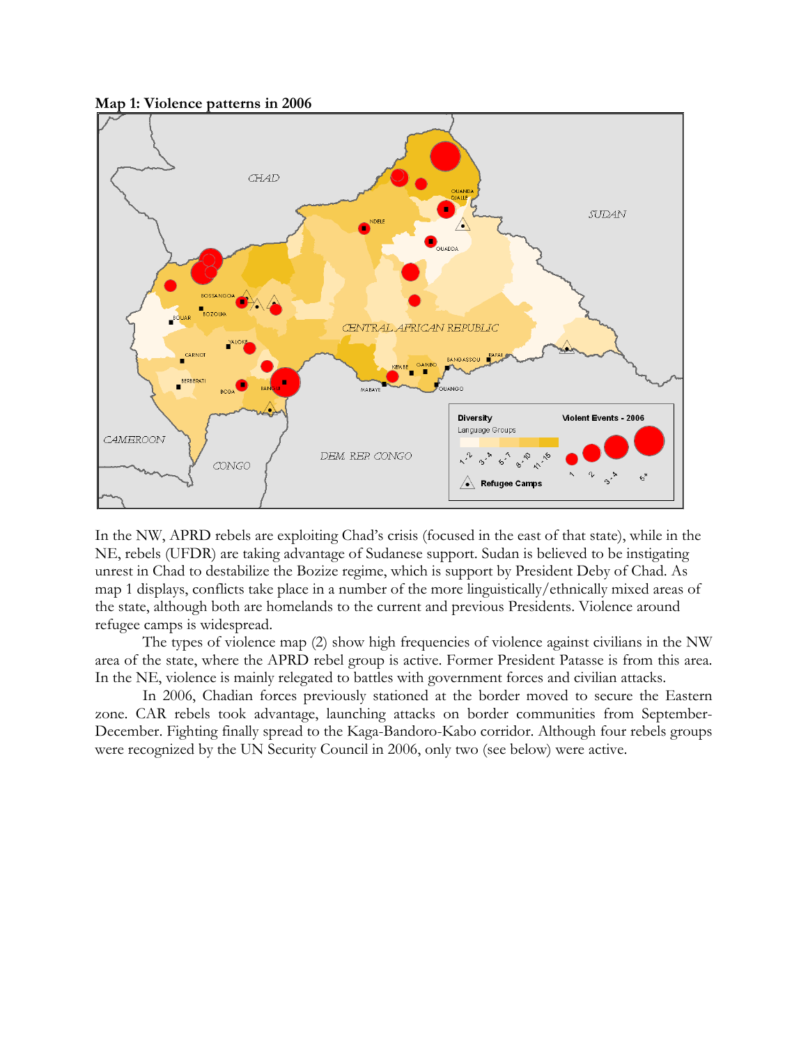**Map 1: Violence patterns in 2006**

In the NW, APRD rebels are exploiting Chad's crisis (focused in the east of that state), while in the NE, rebels (UFDR) are taking advantage of Sudanese support. Sudan is believed to be instigating unrest in Chad to destabilize the Bozize regime, which is support by President Deby of Chad. As map 1 displays, conflicts take place in a number of the more linguistically/ethnically mixed areas of the state, although both are homelands to the current and previous Presidents. Violence around refugee camps is widespread.

The types of violence map (2) show high frequencies of violence against civilians in the NW area of the state, where the APRD rebel group is active. Former President Patasse is from this area. In the NE, violence is mainly relegated to battles with government forces and civilian attacks.

In 2006, Chadian forces previously stationed at the border moved to secure the Eastern zone. CAR rebels took advantage, launching attacks on border communities from September-December. Fighting finally spread to the Kaga-Bandoro-Kabo corridor. Although four rebels groups were recognized by the UN Security Council in 2006, only two (see below) were active.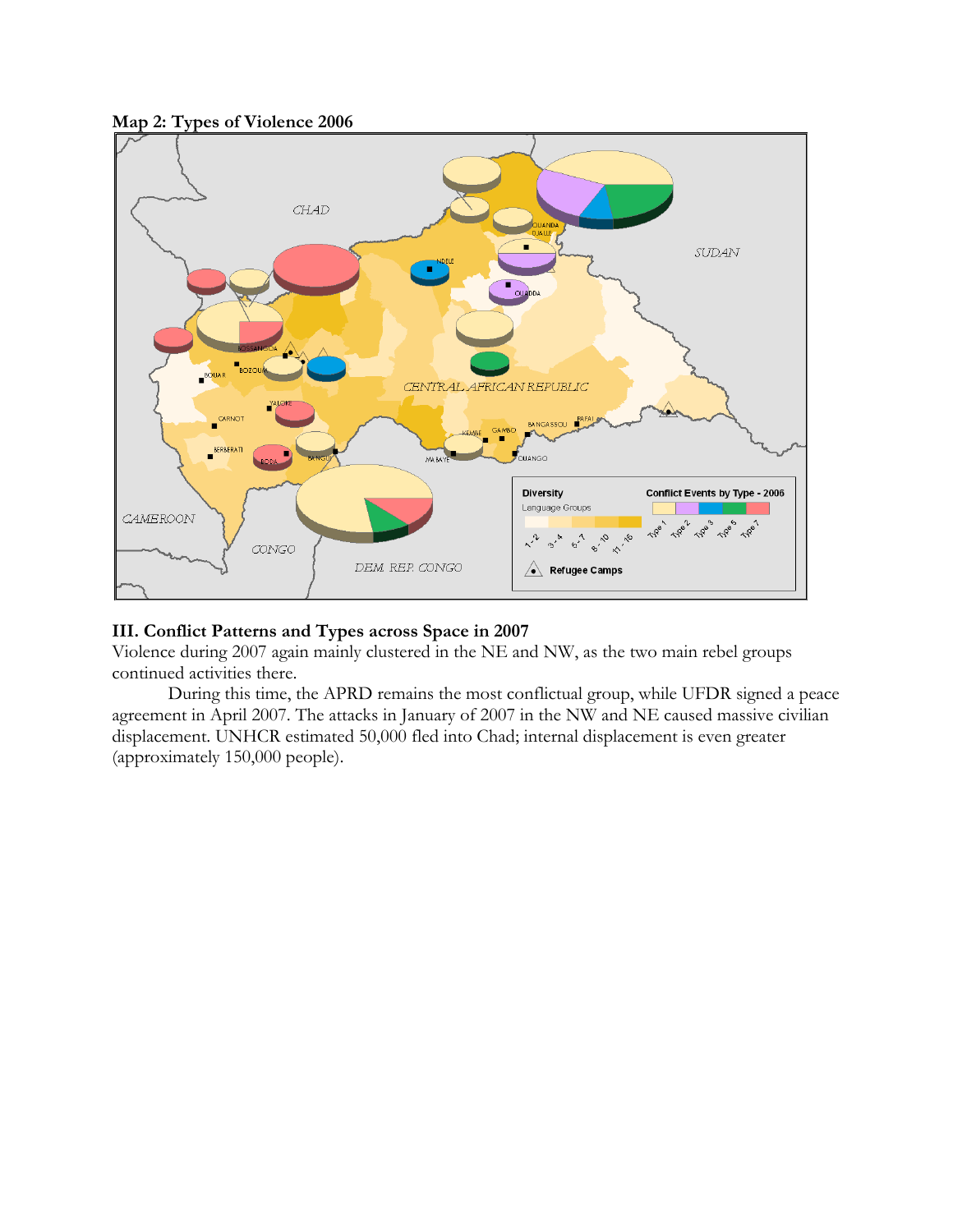**Map 2: Types of Violence 2006**

### III. Conflict Patterns and Types across Space in 2007

Violence during 2007 again mainly clustered in the NE and NW, as the two main rebel groups continued activities there.

During this time, the APRD remains the most conflictual group, while UFDR signed a peace agreement in April 2007. The attacks in January of 2007 in the NW and NE caused massive civilian displacement. UNHCR estimated 50,000 fled into Chad; internal displacement is even greater (approximately 150,000 people).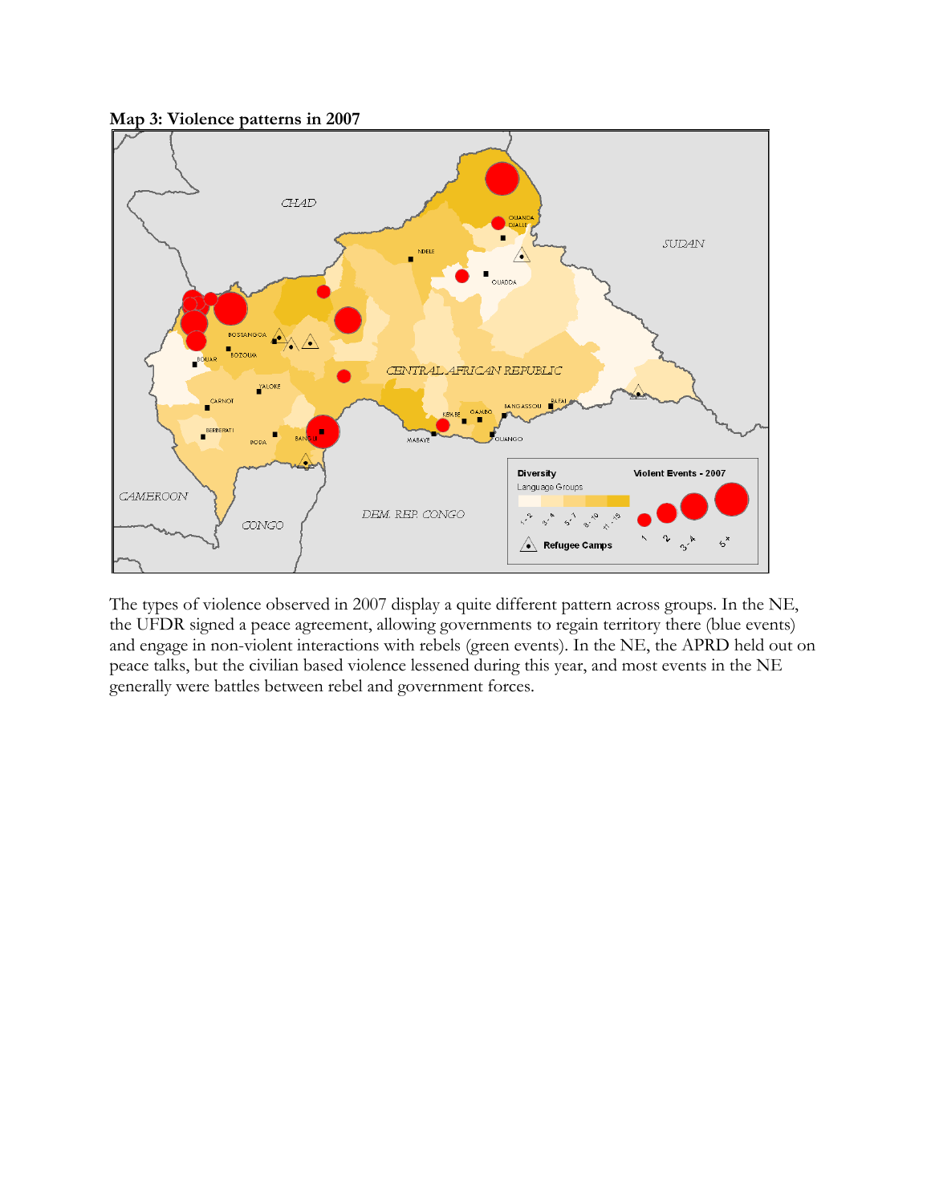**Map 3: Violence patterns in 2007**

The types of violence observed in 2007 display a quite different pattern across groups. In the NE, the UFDR signed a peace agreement, allowing governments to regain territory there (blue events) and engage in non-violent interactions with rebels (green events). In the NE, the APRD held out on peace talks, but the civilian based violence lessened during this year, and most events in the NE generally were battles between rebel and government forces.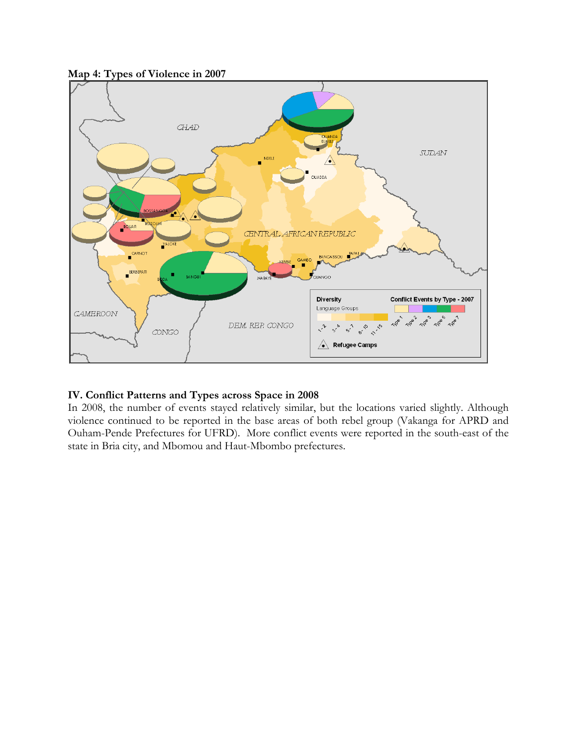**Map 4: Types of Violence in 2007**

## IV. Conflict Patterns and Types across Space in 2008

In 2008, the number of events stayed relatively similar, but the locations varied slightly. Although violence continued to be reported in the base areas of both rebel group (Vakanga for APRD and Ouham-Pende Prefectures for UFRD). More conflict events were reported in the south-east of the state in Bria city, and Mbomou and Haut-Mbombo prefectures.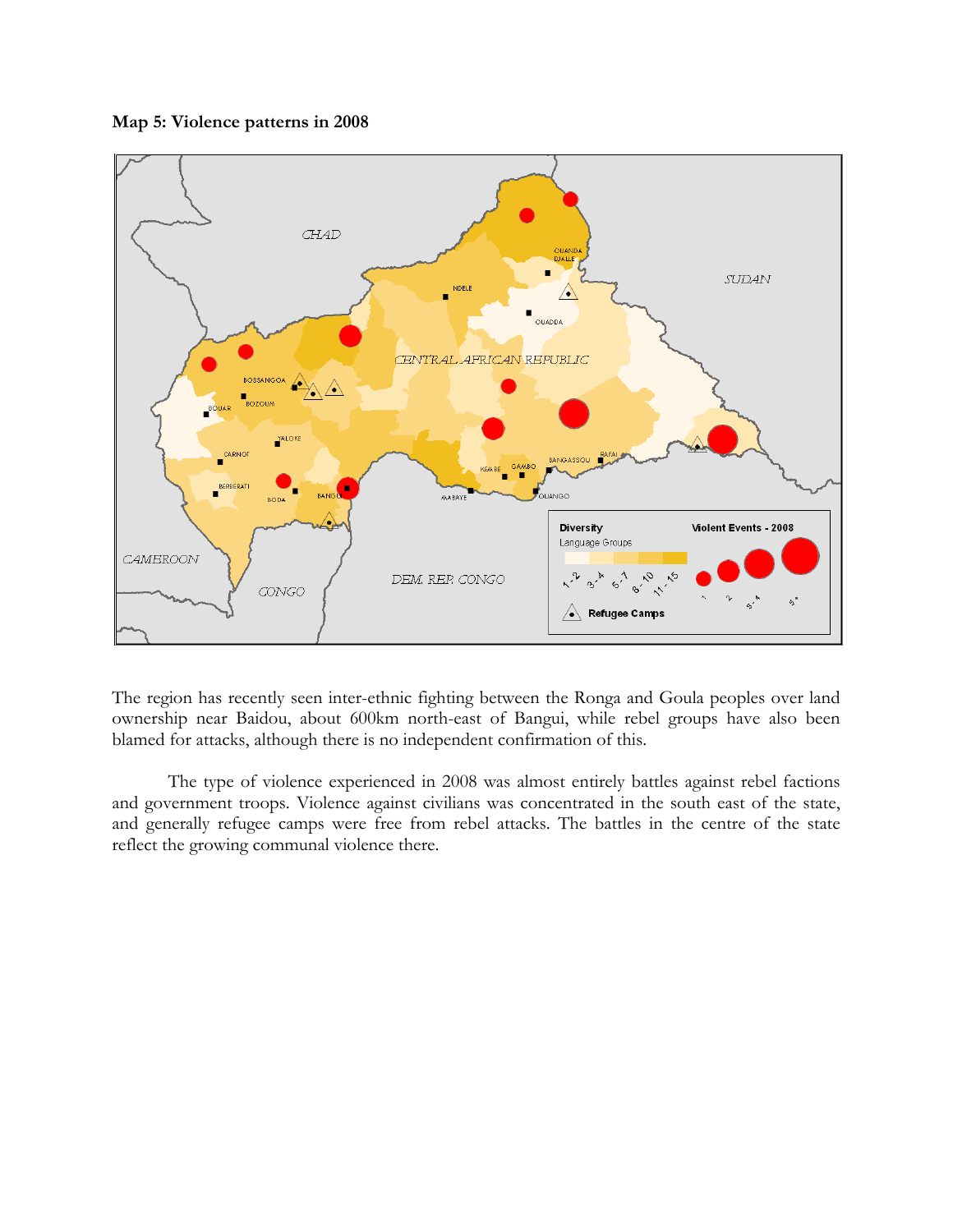**Map 5: Violence patterns in 2008**

The region has recently seen inter-ethnic fighting between the Ronga and Goula peoples over land ownership near Baidou, about 600km north-east of Bangui, while rebel groups have also been blamed for attacks, although there is no independent confirmation of this.

The type of violence experienced in 2008 was almost entirely battles against rebel factions and government troops. Violence against civilians was concentrated in the south east of the state, and generally refugee camps were free from rebel attacks. The battles in the centre of the state reflect the growing communal violence there.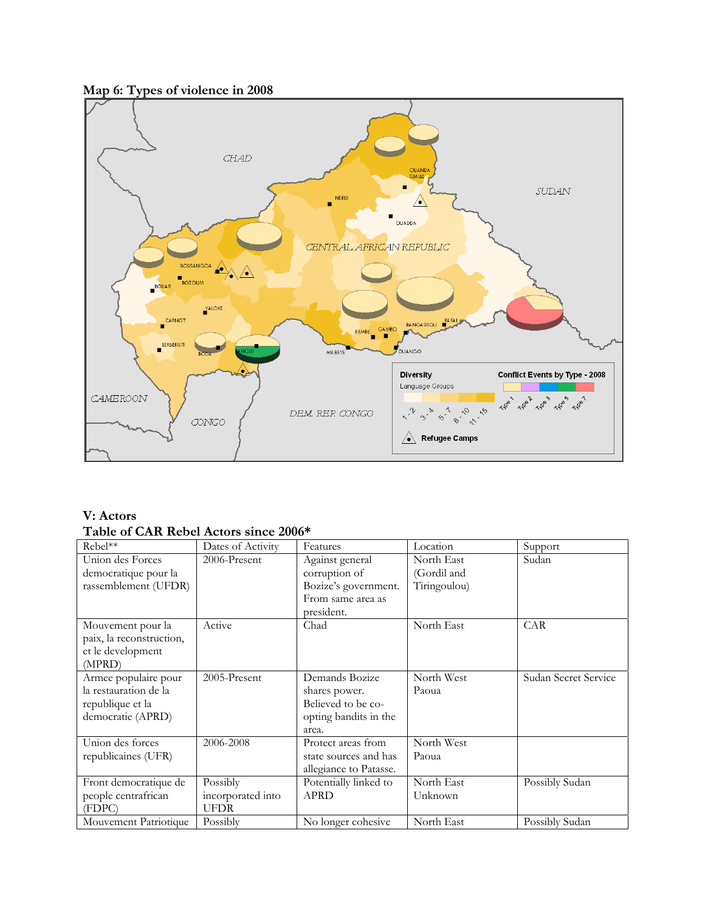**Map 6: Types of violence in 2008**

CHAD

SUDAN

CENTRAL AFRICAN REPUBLIC

CAMEROON

CONGO

DEM. REP. CONGO

OUANDA DJALLE

NDELE

OUADDA

BOSSANGOA

BOZOUM

BOUAR

YALOKE

CARNOT

BERBERATI

BODA

BANGUI

MABAYE

KEMBE

GAMBO

BANGASSOU

RAFAI

OUANGO

Diversity

Language Groups

1 - 2, 3 - 4, 5 - 7, 8 - 10, 11 - 15

Conflict Events by Type - 2008

Type 1, Type 2, Type 3, Type 5, Type 7

Refugee Camps

## V: Actors

### Table of CAR Rebel Actors since 2006*

| Rebel** | Dates of Activity | Features | Location | Support |
|---|---|---|---|---|
| Union des Forces democratique pour la rassemblement (UFDR) | 2006-Present | Against general corruption of Bozize's government. From same area as president. | North East (Gordil and Tiringoulou) | Sudan |
| Mouvement pour la paix, la reconstruction, et le development (MPRD) | Active | Chad | North East | CAR |
| Armee populaire pour la restauration de la republique et la democratie (APRD) | 2005-Present | Demands Bozize shares power. Believed to be co-opting bandits in the area. | North West Paoua | Sudan Secret Service |
| Union des forces republicaines (UFR) | 2006-2008 | Protect areas from state sources and has allegiance to Patasse. | North West Paoua | |
| Front democratique de people centrafrican (FDPC) | Possibly incorporated into UFDR | Potentially linked to APRD | North East Unknown | Possibly Sudan |
| Mouvement Patriotique | Possibly | No longer cohesive | North East | Possibly Sudan |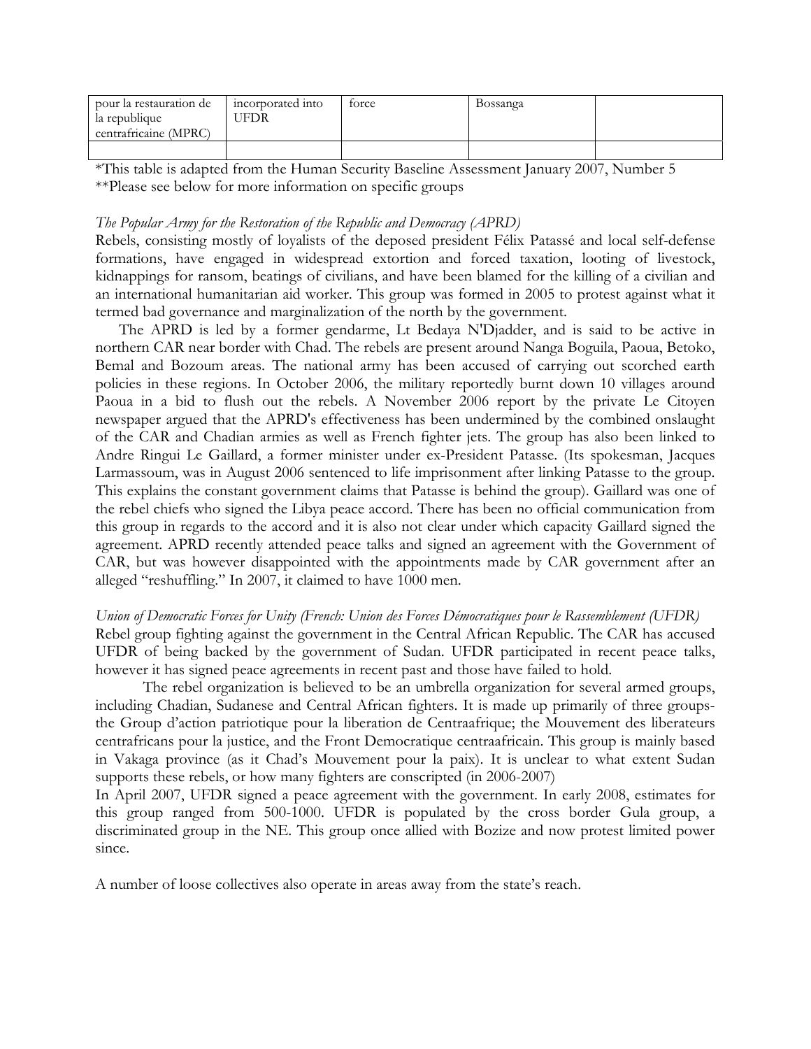| | | | | |
|---|---|---|---|---|
| pour la restauration de la republique centrafricaine (MPRC) | incorporated into UFDR | force | Bossanga | |
| | | | | |

*This table is adapted from the Human Security Baseline Assessment January 2007, Number 5
**Please see below for more information on specific groups

*The Popular Army for the Restoration of the Republic and Democracy (APRD)*
Rebels, consisting mostly of loyalists of the deposed president Félix Patassé and local self-defense formations, have engaged in widespread extortion and forced taxation, looting of livestock, kidnappings for ransom, beatings of civilians, and have been blamed for the killing of a civilian and an international humanitarian aid worker. This group was formed in 2005 to protest against what it termed bad governance and marginalization of the north by the government.

The APRD is led by a former gendarme, Lt Bedaya N'Djadder, and is said to be active in northern CAR near border with Chad. The rebels are present around Nanga Boguila, Paoua, Betoko, Bemal and Bozoum areas. The national army has been accused of carrying out scorched earth policies in these regions. In October 2006, the military reportedly burnt down 10 villages around Paoua in a bid to flush out the rebels. A November 2006 report by the private Le Citoyen newspaper argued that the APRD's effectiveness has been undermined by the combined onslaught of the CAR and Chadian armies as well as French fighter jets. The group has also been linked to Andre Ringui Le Gaillard, a former minister under ex-President Patasse. (Its spokesman, Jacques Larmassoum, was in August 2006 sentenced to life imprisonment after linking Patasse to the group. This explains the constant government claims that Patasse is behind the group). Gaillard was one of the rebel chiefs who signed the Libya peace accord. There has been no official communication from this group in regards to the accord and it is also not clear under which capacity Gaillard signed the agreement. APRD recently attended peace talks and signed an agreement with the Government of CAR, but was however disappointed with the appointments made by CAR government after an alleged "reshuffling." In 2007, it claimed to have 1000 men.

*Union of Democratic Forces for Unity (French: Union des Forces Démocratiques pour le Rassemblement (UFDR)*
Rebel group fighting against the government in the Central African Republic. The CAR has accused UFDR of being backed by the government of Sudan. UFDR participated in recent peace talks, however it has signed peace agreements in recent past and those have failed to hold.

The rebel organization is believed to be an umbrella organization for several armed groups, including Chadian, Sudanese and Central African fighters. It is made up primarily of three groups- the Group d'action patriotique pour la liberation de Centraafrique; the Mouvement des liberateurs centrafricans pour la justice, and the Front Democratique centraafricain. This group is mainly based in Vakaga province (as it Chad's Mouvement pour la paix). It is unclear to what extent Sudan supports these rebels, or how many fighters are conscripted (in 2006-2007)

In April 2007, UFDR signed a peace agreement with the government. In early 2008, estimates for this group ranged from 500-1000. UFDR is populated by the cross border Gula group, a discriminated group in the NE. This group once allied with Bozize and now protest limited power since.

A number of loose collectives also operate in areas away from the state's reach.